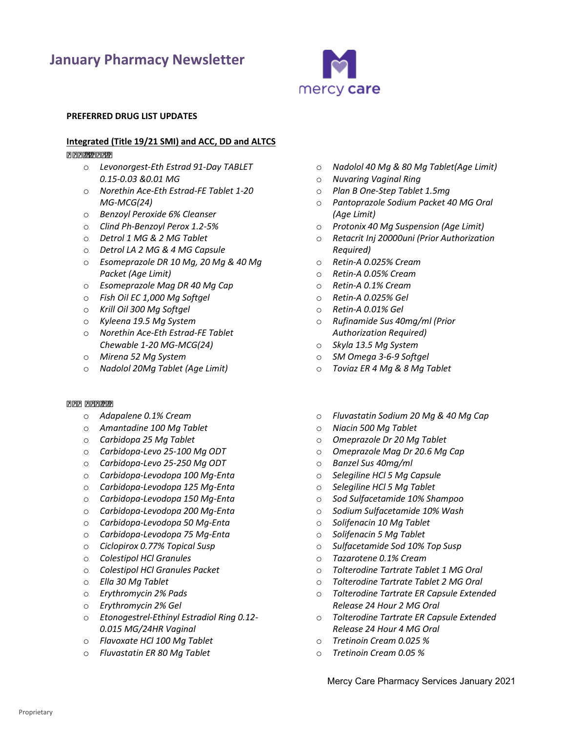# January Pharmacy Newsletter

mercy care

**PREFERRED DRUG LIST UPDATES**

**Integrated (Title 19/21 SMI) and ACC, DD and ALTCS**

- *Levonorgest-Eth Estrad 91-Day TABLET 0.15-0.03 &0.01 MG*
- *Norethin Ace-Eth Estrad-FE Tablet 1-20 MG-MCG(24)*
- *Benzoyl Peroxide 6% Cleanser*
- *Clind Ph-Benzoyl Perox 1.2-5%*
- *Detrol 1 MG & 2 MG Tablet*
- *Detrol LA 2 MG & 4 MG Capsule*
- *Esomeprazole DR 10 Mg, 20 Mg & 40 Mg Packet (Age Limit)*
- *Esomeprazole Mag DR 40 Mg Cap*
- *Fish Oil EC 1,000 Mg Softgel*
- *Krill Oil 300 Mg Softgel*
- *Kyleena 19.5 Mg System*
- *Norethin Ace-Eth Estrad-FE Tablet Chewable 1-20 MG-MCG(24)*
- *Mirena 52 Mg System*
- *Nadolol 20Mg Tablet (Age Limit)*
- *Nadolol 40 Mg & 80 Mg Tablet(Age Limit)*
- *Nuvaring Vaginal Ring*
- *Plan B One-Step Tablet 1.5mg*
- *Pantoprazole Sodium Packet 40 MG Oral (Age Limit)*
- *Protonix 40 Mg Suspension (Age Limit)*
- *Retacrit Inj 20000uni (Prior Authorization Required)*
- *Retin-A 0.025% Cream*
- *Retin-A 0.05% Cream*
- *Retin-A 0.1% Cream*
- *Retin-A 0.025% Gel*
- *Retin-A 0.01% Gel*
- *Rufinamide Sus 40mg/ml (Prior Authorization Required)*
- *Skyla 13.5 Mg System*
- *SM Omega 3-6-9 Softgel*
- *Toviaz ER 4 Mg & 8 Mg Tablet*

- *Adapalene 0.1% Cream*
- *Amantadine 100 Mg Tablet*
- *Carbidopa 25 Mg Tablet*
- *Carbidopa-Levo 25-100 Mg ODT*
- *Carbidopa-Levo 25-250 Mg ODT*
- *Carbidopa-Levodopa 100 Mg-Enta*
- *Carbidopa-Levodopa 125 Mg-Enta*
- *Carbidopa-Levodopa 150 Mg-Enta*
- *Carbidopa-Levodopa 200 Mg-Enta*
- *Carbidopa-Levodopa 50 Mg-Enta*
- *Carbidopa-Levodopa 75 Mg-Enta*
- *Ciclopirox 0.77% Topical Susp*
- *Colestipol HCl Granules*
- *Colestipol HCl Granules Packet*
- *Ella 30 Mg Tablet*
- *Erythromycin 2% Pads*
- *Erythromycin 2% Gel*
- *Etonogestrel-Ethinyl Estradiol Ring 0.12-0.015 MG/24HR Vaginal*
- *Flavoxate HCl 100 Mg Tablet*
- *Fluvastatin ER 80 Mg Tablet*
- *Fluvastatin Sodium 20 Mg & 40 Mg Cap*
- *Niacin 500 Mg Tablet*
- *Omeprazole Dr 20 Mg Tablet*
- *Omeprazole Mag Dr 20.6 Mg Cap*
- *Banzel Sus 40mg/ml*
- *Selegiline HCl 5 Mg Capsule*
- *Selegiline HCl 5 Mg Tablet*
- *Sod Sulfacetamide 10% Shampoo*
- *Sodium Sulfacetamide 10% Wash*
- *Solifenacin 10 Mg Tablet*
- *Solifenacin 5 Mg Tablet*
- *Sulfacetamide Sod 10% Top Susp*
- *Tazarotene 0.1% Cream*
- *Tolterodine Tartrate Tablet 1 MG Oral*
- *Tolterodine Tartrate Tablet 2 MG Oral*
- *Tolterodine Tartrate ER Capsule Extended Release 24 Hour 2 MG Oral*
- *Tolterodine Tartrate ER Capsule Extended Release 24 Hour 4 MG Oral*
- *Tretinoin Cream 0.025 %*
- *Tretinoin Cream 0.05 %*

Mercy Care Pharmacy Services January 2021

Proprietary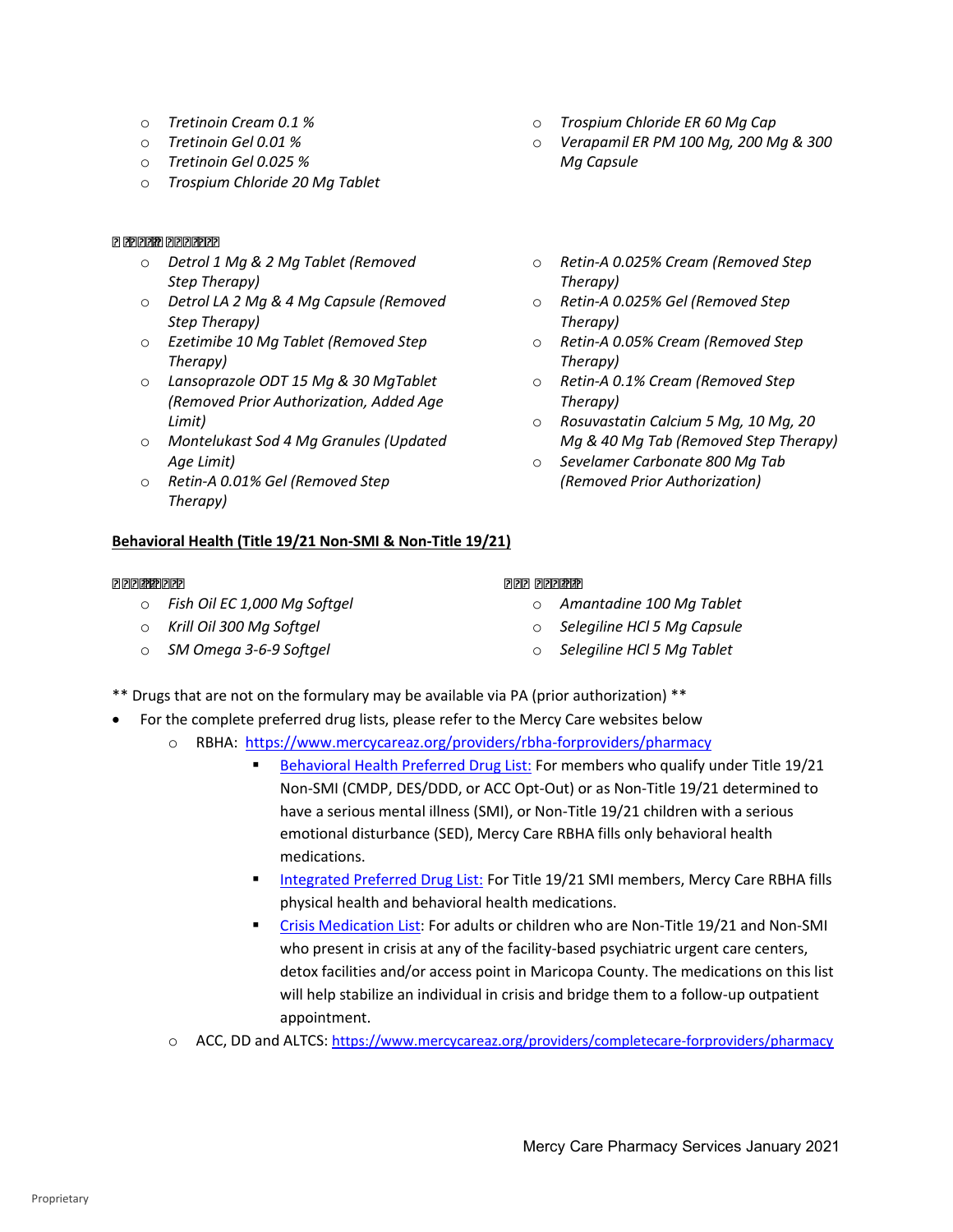- *Tretinoin Cream 0.1 %*
- *Tretinoin Gel 0.01 %*
- *Tretinoin Gel 0.025 %*
- *Trospium Chloride 20 Mg Tablet*
- *Trospium Chloride ER 60 Mg Cap*
- *Verapamil ER PM 100 Mg, 200 Mg & 300 Mg Capsule*

**� ������ �������**

- *Detrol 1 Mg & 2 Mg Tablet (Removed Step Therapy)*
- *Detrol LA 2 Mg & 4 Mg Capsule (Removed Step Therapy)*
- *Ezetimibe 10 Mg Tablet (Removed Step Therapy)*
- *Lansoprazole ODT 15 Mg & 30 MgTablet (Removed Prior Authorization, Added Age Limit)*
- *Montelukast Sod 4 Mg Granules (Updated Age Limit)*
- *Retin-A 0.01% Gel (Removed Step Therapy)*
- *Retin-A 0.025% Cream (Removed Step Therapy)*
- *Retin-A 0.025% Gel (Removed Step Therapy)*
- *Retin-A 0.05% Cream (Removed Step Therapy)*
- *Retin-A 0.1% Cream (Removed Step Therapy)*
- *Rosuvastatin Calcium 5 Mg, 10 Mg, 20 Mg & 40 Mg Tab (Removed Step Therapy)*
- *Sevelamer Carbonate 800 Mg Tab (Removed Prior Authorization)*

## Behavioral Health (Title 19/21 Non-SMI & Non-Title 19/21)

**���������**

- *Fish Oil EC 1,000 Mg Softgel*
- *Krill Oil 300 Mg Softgel*
- *SM Omega 3-6-9 Softgel*

**��� ������**

- *Amantadine 100 Mg Tablet*
- *Selegiline HCl 5 Mg Capsule*
- *Selegiline HCl 5 Mg Tablet*

** Drugs that are not on the formulary may be available via PA (prior authorization) **

- For the complete preferred drug lists, please refer to the Mercy Care websites below
  - RBHA: https://www.mercycareaz.org/providers/rbha-forproviders/pharmacy
    - Behavioral Health Preferred Drug List: For members who qualify under Title 19/21 Non-SMI (CMDP, DES/DDD, or ACC Opt-Out) or as Non-Title 19/21 determined to have a serious mental illness (SMI), or Non-Title 19/21 children with a serious emotional disturbance (SED), Mercy Care RBHA fills only behavioral health medications.
    - Integrated Preferred Drug List: For Title 19/21 SMI members, Mercy Care RBHA fills physical health and behavioral health medications.
    - Crisis Medication List: For adults or children who are Non-Title 19/21 and Non-SMI who present in crisis at any of the facility-based psychiatric urgent care centers, detox facilities and/or access point in Maricopa County. The medications on this list will help stabilize an individual in crisis and bridge them to a follow-up outpatient appointment.
  - ACC, DD and ALTCS: https://www.mercycareaz.org/providers/completecare-forproviders/pharmacy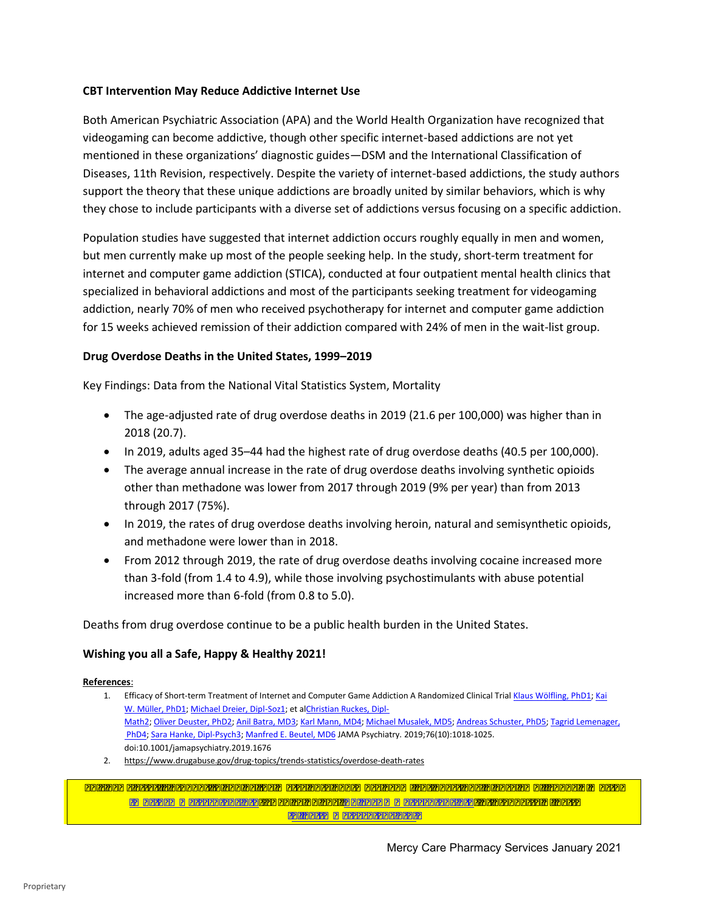**CBT Intervention May Reduce Addictive Internet Use**

Both American Psychiatric Association (APA) and the World Health Organization have recognized that videogaming can become addictive, though other specific internet-based addictions are not yet mentioned in these organizations' diagnostic guides—DSM and the International Classification of Diseases, 11th Revision, respectively. Despite the variety of internet-based addictions, the study authors support the theory that these unique addictions are broadly united by similar behaviors, which is why they chose to include participants with a diverse set of addictions versus focusing on a specific addiction.

Population studies have suggested that internet addiction occurs roughly equally in men and women, but men currently make up most of the people seeking help. In the study, short-term treatment for internet and computer game addiction (STICA), conducted at four outpatient mental health clinics that specialized in behavioral addictions and most of the participants seeking treatment for videogaming addiction, nearly 70% of men who received psychotherapy for internet and computer game addiction for 15 weeks achieved remission of their addiction compared with 24% of men in the wait-list group.

**Drug Overdose Deaths in the United States, 1999–2019**

Key Findings: Data from the National Vital Statistics System, Mortality

- The age-adjusted rate of drug overdose deaths in 2019 (21.6 per 100,000) was higher than in 2018 (20.7).
- In 2019, adults aged 35–44 had the highest rate of drug overdose deaths (40.5 per 100,000).
- The average annual increase in the rate of drug overdose deaths involving synthetic opioids other than methadone was lower from 2017 through 2019 (9% per year) than from 2013 through 2017 (75%).
- In 2019, the rates of drug overdose deaths involving heroin, natural and semisynthetic opioids, and methadone were lower than in 2018.
- From 2012 through 2019, the rate of drug overdose deaths involving cocaine increased more than 3-fold (from 1.4 to 4.9), while those involving psychostimulants with abuse potential increased more than 6-fold (from 0.8 to 5.0).

Deaths from drug overdose continue to be a public health burden in the United States.

**Wishing you all a Safe, Happy & Healthy 2021!**

**References**:

1. Efficacy of Short-term Treatment of Internet and Computer Game Addiction A Randomized Clinical Trial Klaus Wölfling, PhD1; Kai W. Müller, PhD1; Michael Dreier, Dipl-Soz1; et alChristian Ruckes, Dipl-Math2; Oliver Deuster, PhD2; Anil Batra, MD3; Karl Mann, MD4; Michael Musalek, MD5; Andreas Schuster, PhD5; Tagrid Lemenager, PhD4; Sara Hanke, Dipl-Psych3; Manfred E. Beutel, MD6 JAMA Psychiatry. 2019;76(10):1018-1025. doi:10.1001/jamapsychiatry.2019.1676
2. https://www.drugabuse.gov/drug-topics/trends-statistics/overdose-death-rates

Mercy Care Pharmacy Services January 2021